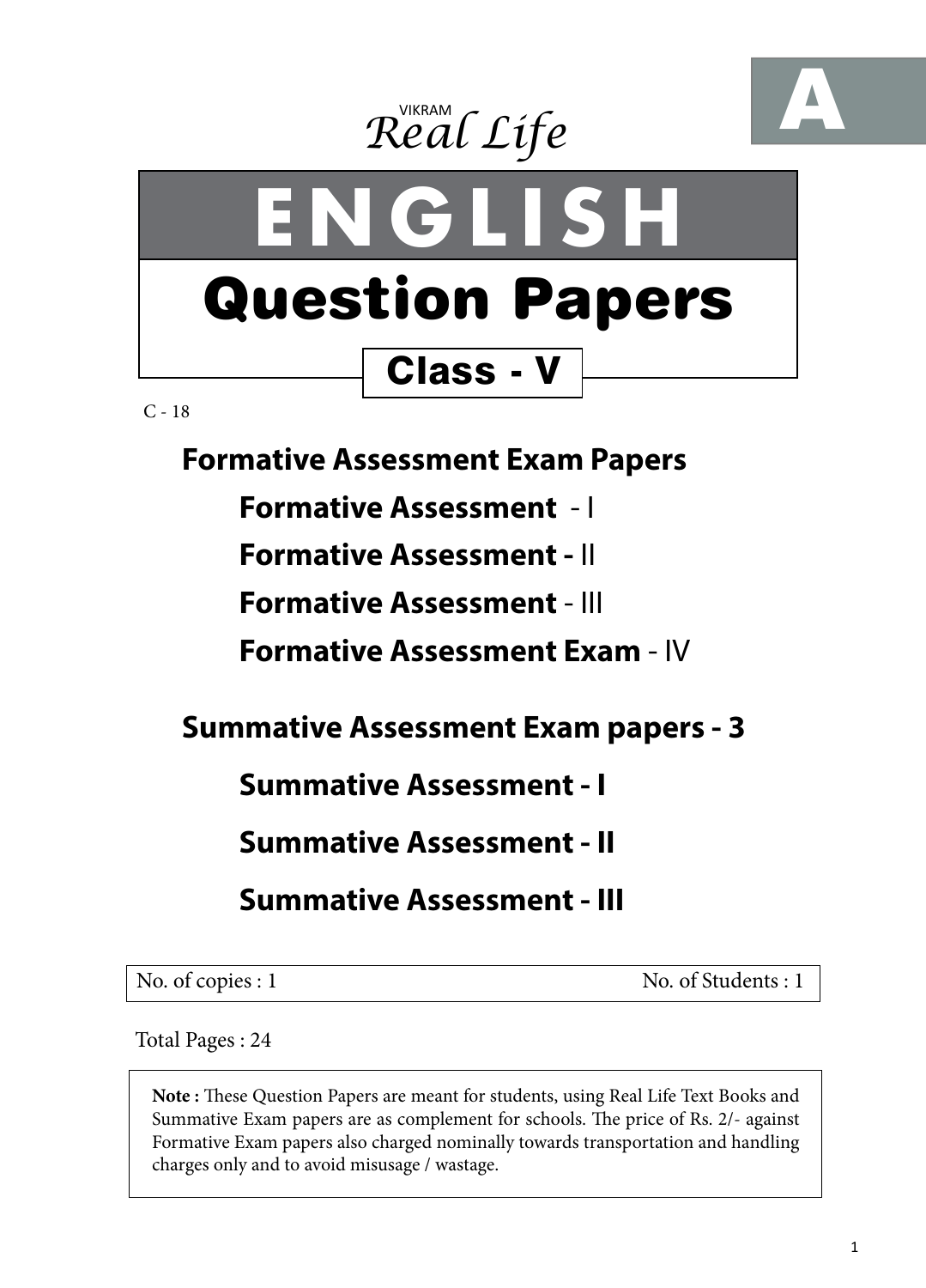A

VIKRAM
*Real Life*

# ENGLISH

# Question Papers

## Class - V

C - 18

## Formative Assessment Exam Papers

**Formative Assessment** - I

**Formative Assessment -** II

**Formative Assessment** - III

**Formative Assessment Exam** - IV

## Summative Assessment Exam papers - 3

**Summative Assessment - I**

**Summative Assessment - II**

**Summative Assessment - III**

| No. of copies : 1 | No. of Students : 1 |
|---|---|

Total Pages : 24

**Note :** These Question Papers are meant for students, using Real Life Text Books and Summative Exam papers are as complement for schools. The price of Rs. 2/- against Formative Exam papers also charged nominally towards transportation and handling charges only and to avoid misusage / wastage.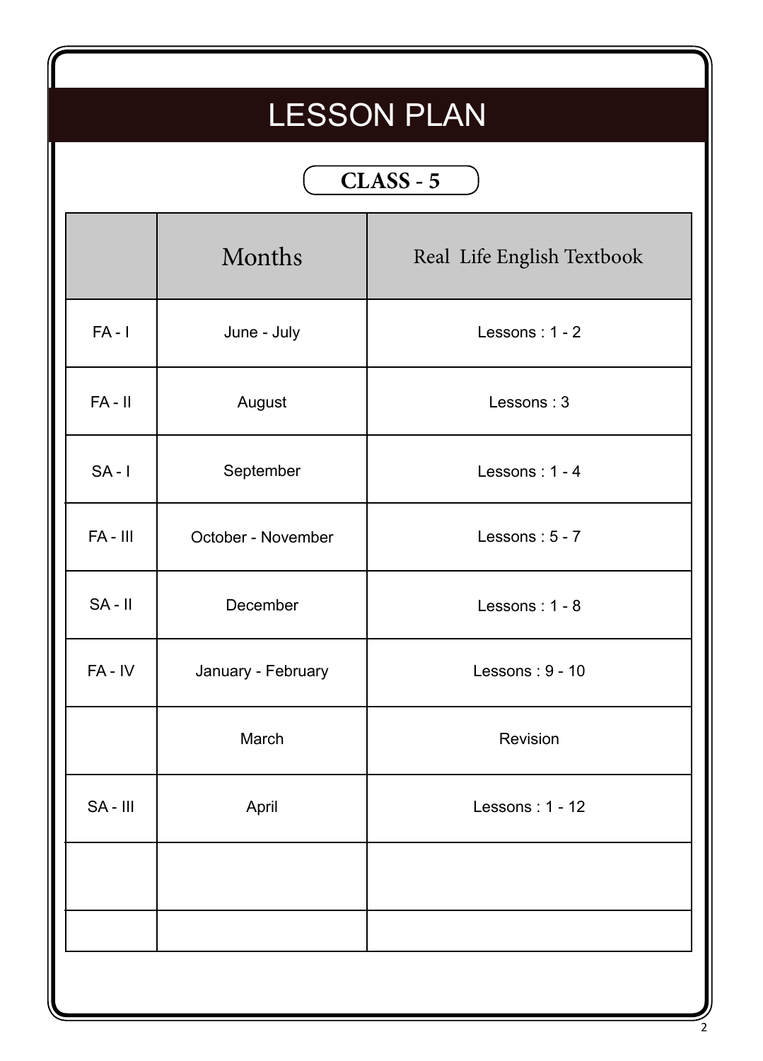# LESSON PLAN

## CLASS - 5

| | Months | Real Life English Textbook |
|---|---|---|
| FA - I | June - July | Lessons : 1 - 2 |
| FA - II | August | Lessons : 3 |
| SA - I | September | Lessons : 1 - 4 |
| FA - III | October - November | Lessons : 5 - 7 |
| SA - II | December | Lessons : 1 - 8 |
| FA - IV | January - February | Lessons : 9 - 10 |
| | March | Revision |
| SA - III | April | Lessons : 1 - 12 |
| | | |
| | | |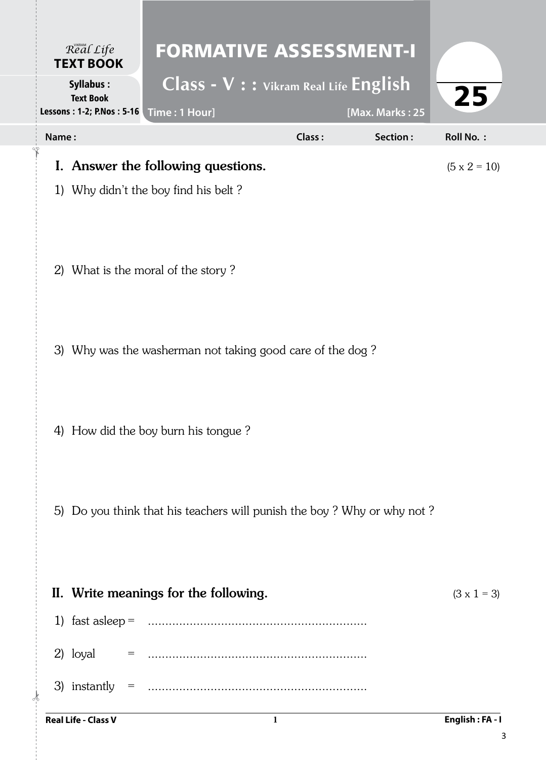Vikram Real Life **TEXT BOOK**

**Syllabus :** Text Book
**Lessons : 1-2; P.Nos : 5-16**

# FORMATIVE ASSESSMENT-I

## Class - V : : Vikram Real Life English

Time : 1 Hour] [Max. Marks : 25

25

**Name :** **Class :** **Section :** **Roll No. :**

## I. Answer the following questions. (5 x 2 = 10)

1) Why didn't the boy find his belt ?

2) What is the moral of the story ?

3) Why was the washerman not taking good care of the dog ?

4) How did the boy burn his tongue ?

5) Do you think that his teachers will punish the boy ? Why or why not ?

## II. Write meanings for the following. (3 x 1 = 3)

1) fast asleep = ..............................................................

2) loyal = ..............................................................

3) instantly = ..............................................................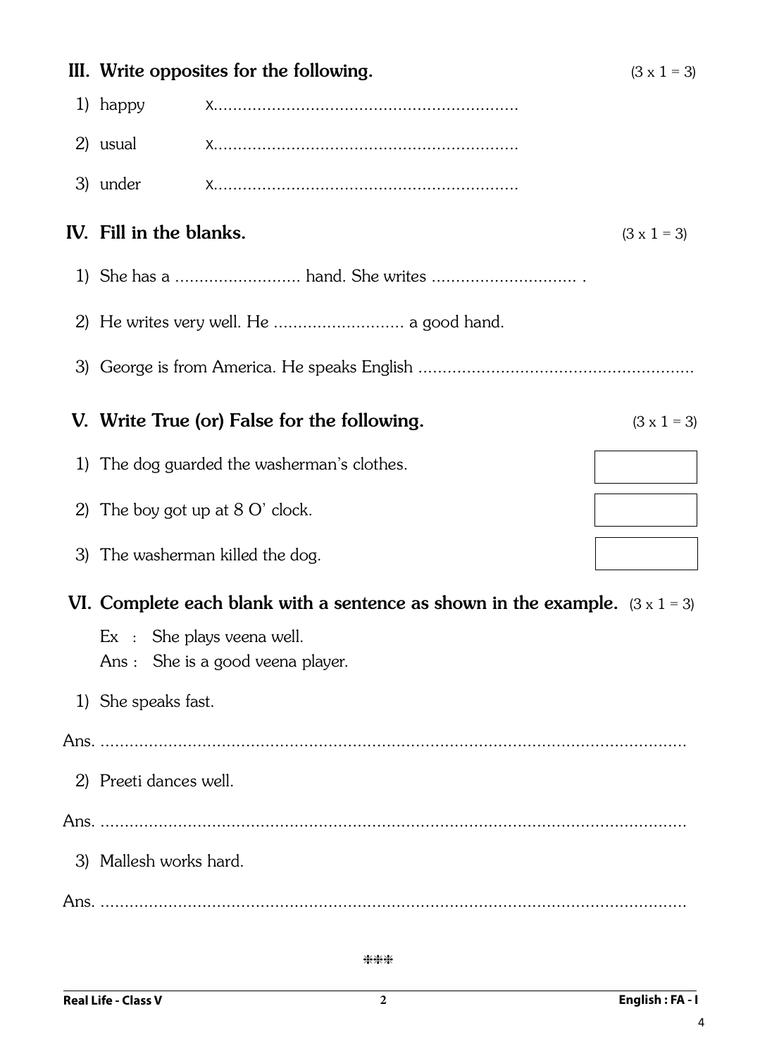## III. Write opposites for the following. (3 x 1 = 3)

1) happy x...............................................................

2) usual x...............................................................

3) under x...............................................................

## IV. Fill in the blanks. (3 x 1 = 3)

1) She has a .......................... hand. She writes .............................. .

2) He writes very well. He ........................... a good hand.

3) George is from America. He speaks English ........................................................

## V. Write True (or) False for the following. (3 x 1 = 3)

1) The dog guarded the washerman's clothes. [ ]

2) The boy got up at 8 O' clock. [ ]

3) The washerman killed the dog. [ ]

## VI. Complete each blank with a sentence as shown in the example. (3 x 1 = 3)

Ex : She plays veena well.
Ans : She is a good veena player.

1) She speaks fast.

Ans. ..........................................................................................................................

2) Preeti dances well.

Ans. ..........................................................................................................................

3) Mallesh works hard.

Ans. ..........................................................................................................................

***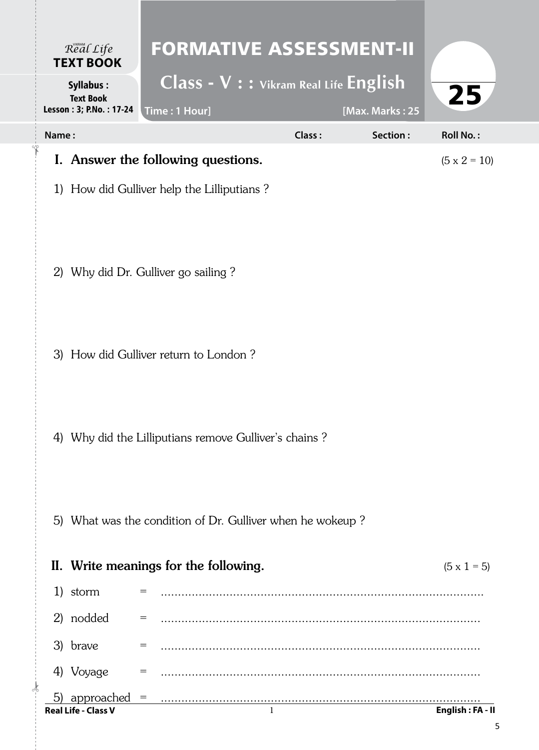Vikram Real Life **TEXT BOOK**

**Syllabus :**
**Text Book**
**Lesson : 3; P.No. : 17-24**

# FORMATIVE ASSESSMENT-II

## Class - V : : Vikram Real Life English

**Time : 1 Hour]** **[Max. Marks : 25**

25

**Name :** **Class :** **Section :** **Roll No. :**

## I. Answer the following questions. (5 x 2 = 10)

1) How did Gulliver help the Lilliputians ?

2) Why did Dr. Gulliver go sailing ?

3) How did Gulliver return to London ?

4) Why did the Lilliputians remove Gulliver's chains ?

5) What was the condition of Dr. Gulliver when he wokeup ?

## II. Write meanings for the following. (5 x 1 = 5)

1) storm = ..........................................................................................

2) nodded = ..........................................................................................

3) brave = ..........................................................................................

4) Voyage = ..........................................................................................

5) approached = ..........................................................................................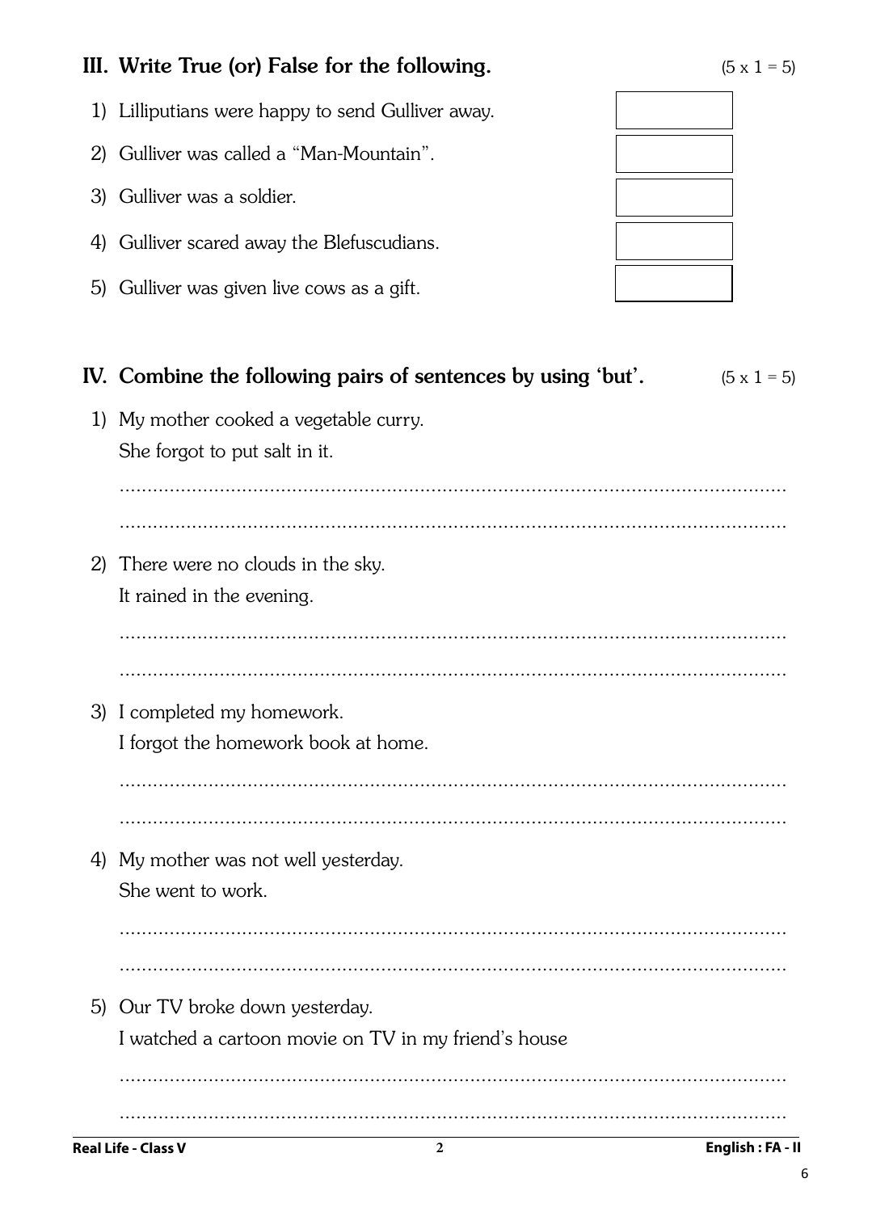## III. Write True (or) False for the following. (5 x 1 = 5)

1) Lilliputians were happy to send Gulliver away. [ ]
2) Gulliver was called a "Man-Mountain". [ ]
3) Gulliver was a soldier. [ ]
4) Gulliver scared away the Blefuscudians. [ ]
5) Gulliver was given live cows as a gift. [ ]

## IV. Combine the following pairs of sentences by using 'but'. (5 x 1 = 5)

1) My mother cooked a vegetable curry.
   She forgot to put salt in it.

   ..........................................................................................................

   ..........................................................................................................

2) There were no clouds in the sky.
   It rained in the evening.

   ..........................................................................................................

   ..........................................................................................................

3) I completed my homework.
   I forgot the homework book at home.

   ..........................................................................................................

   ..........................................................................................................

4) My mother was not well yesterday.
   She went to work.

   ..........................................................................................................

   ..........................................................................................................

5) Our TV broke down yesterday.
   I watched a cartoon movie on TV in my friend's house

   ..........................................................................................................

   ..........................................................................................................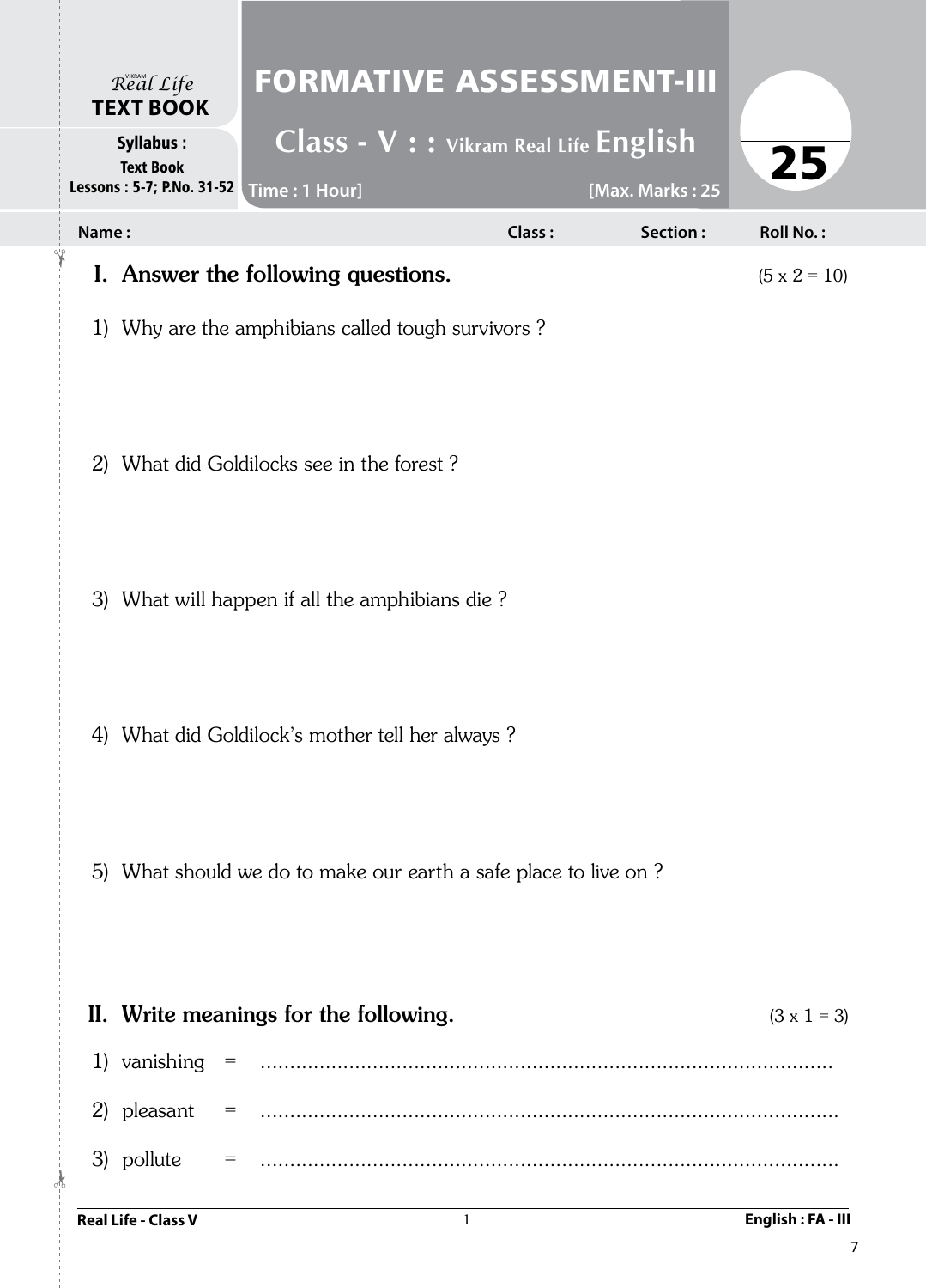Vikram Real Life **TEXT BOOK**

**Syllabus :**
**Text Book**
**Lessons : 5-7; P.No. 31-52**

# FORMATIVE ASSESSMENT-III

## Class - V : : Vikram Real Life English

**Time : 1 Hour]** **[Max. Marks : 25**

25

**Name :** **Class :** **Section :** **Roll No. :**

## I. Answer the following questions. (5 x 2 = 10)

1) Why are the amphibians called tough survivors ?

2) What did Goldilocks see in the forest ?

3) What will happen if all the amphibians die ?

4) What did Goldilock's mother tell her always ?

5) What should we do to make our earth a safe place to live on ?

## II. Write meanings for the following. (3 x 1 = 3)

1) vanishing = ......................................................................................

2) pleasant = ......................................................................................

3) pollute = ......................................................................................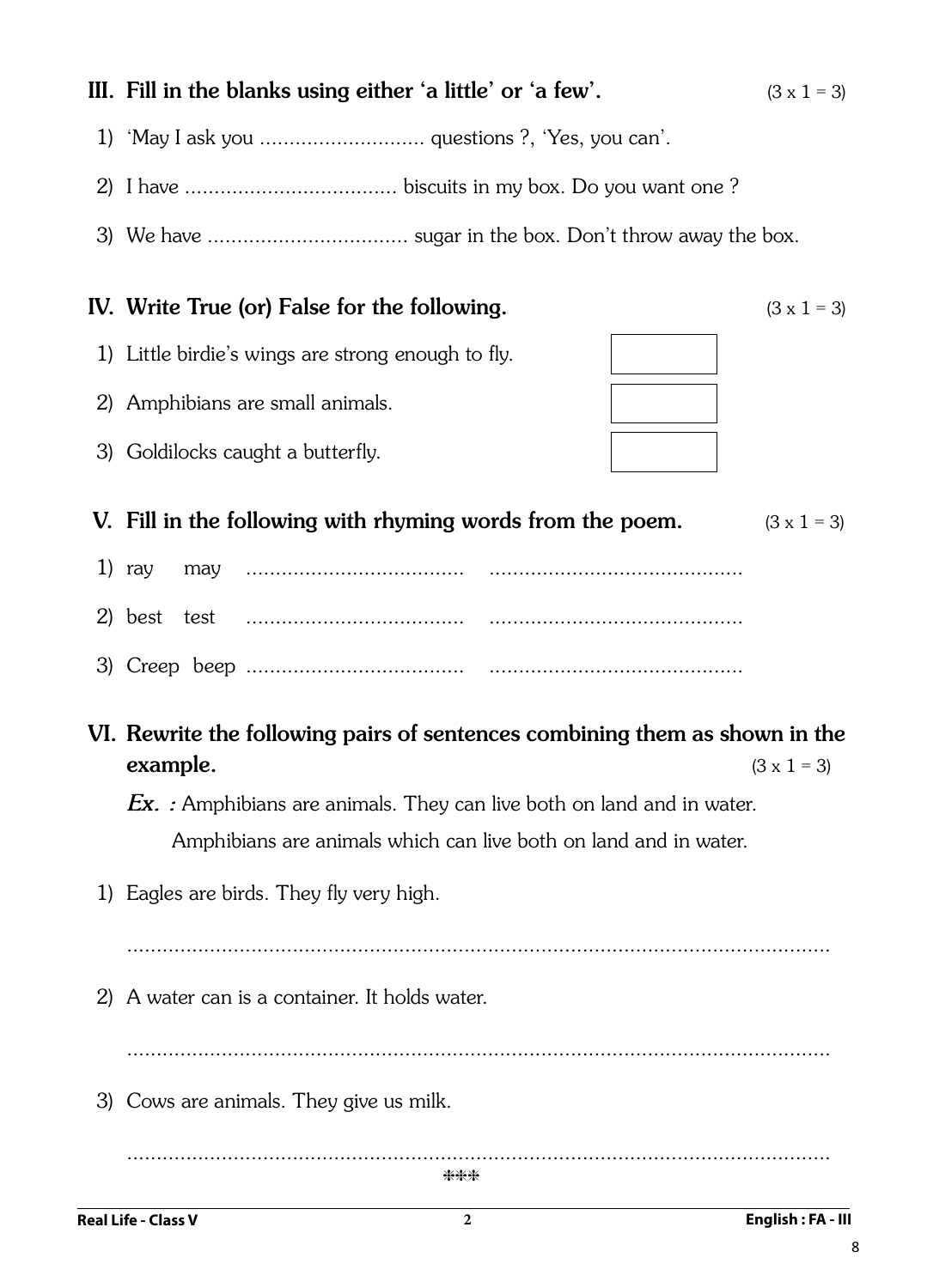## III. Fill in the blanks using either 'a little' or 'a few'. (3 x 1 = 3)

1) 'May I ask you ............................ questions ?, 'Yes, you can'.
2) I have .................................... biscuits in my box. Do you want one ?
3) We have .................................. sugar in the box. Don't throw away the box.

## IV. Write True (or) False for the following. (3 x 1 = 3)

1) Little birdie's wings are strong enough to fly. [ ]
2) Amphibians are small animals. [ ]
3) Goldilocks caught a butterfly. [ ]

## V. Fill in the following with rhyming words from the poem. (3 x 1 = 3)

1) ray may .................................... ...........................................
2) best test .................................... ...........................................
3) Creep beep .................................... ...........................................

## VI. Rewrite the following pairs of sentences combining them as shown in the example. (3 x 1 = 3)

***Ex. :*** Amphibians are animals. They can live both on land and in water.
Amphibians are animals which can live both on land and in water.

1) Eagles are birds. They fly very high.

.........................................................................................................................

2) A water can is a container. It holds water.

.........................................................................................................................

3) Cows are animals. They give us milk.

.........................................................................................................................

***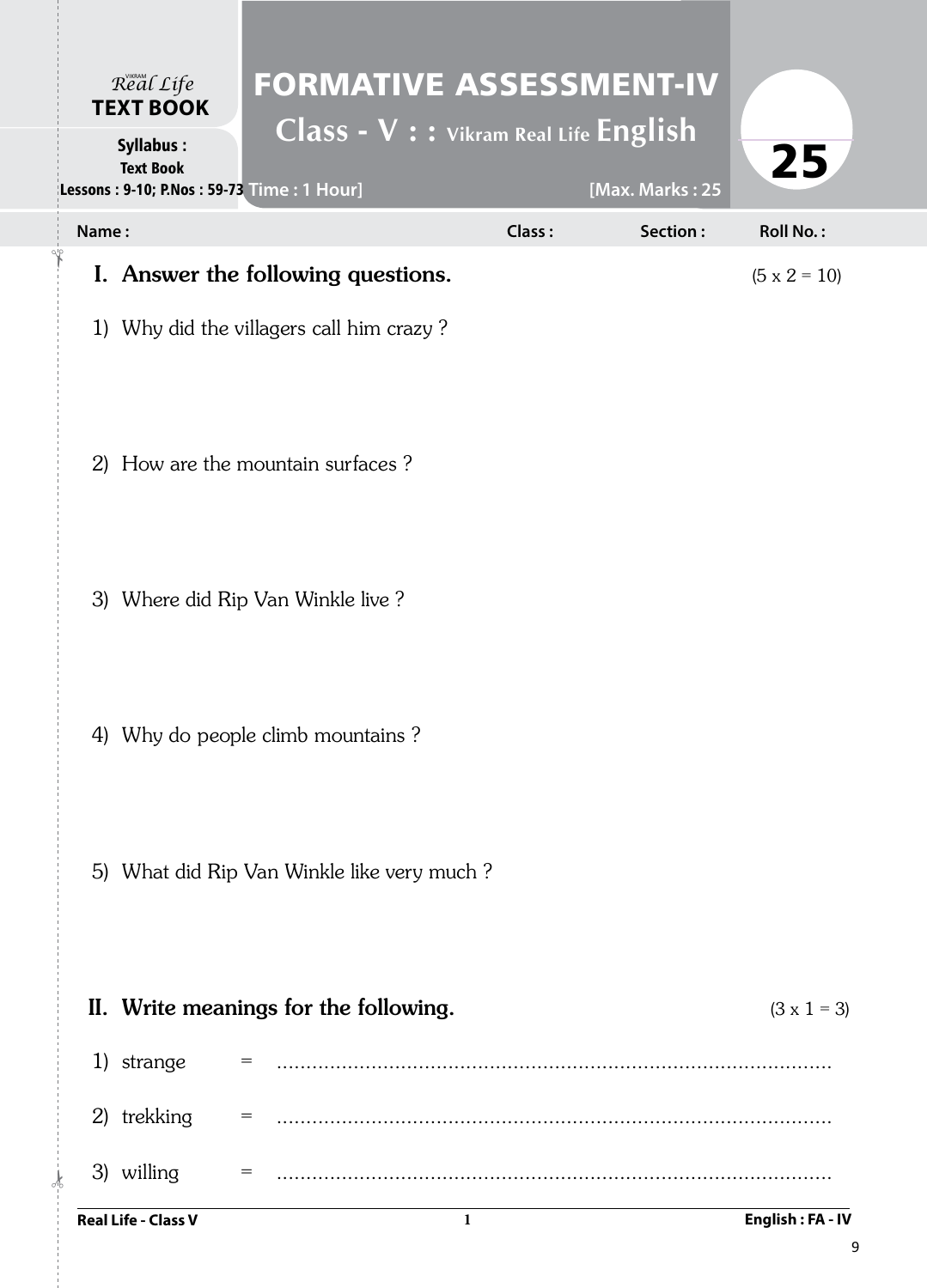Vikram Real Life **TEXT BOOK**

**Syllabus :** Text Book

**Lessons : 9-10; P.Nos : 59-73**

# FORMATIVE ASSESSMENT-IV

## Class - V : : Vikram Real Life English

**Time : 1 Hour]** **[Max. Marks : 25**

**25**

**Name :** **Class :** **Section :** **Roll No. :**

## I. Answer the following questions. (5 x 2 = 10)

1) Why did the villagers call him crazy ?

2) How are the mountain surfaces ?

3) Where did Rip Van Winkle live ?

4) Why do people climb mountains ?

5) What did Rip Van Winkle like very much ?

## II. Write meanings for the following. (3 x 1 = 3)

1) strange = ..........................................................................................

2) trekking = ..........................................................................................

3) willing = ..........................................................................................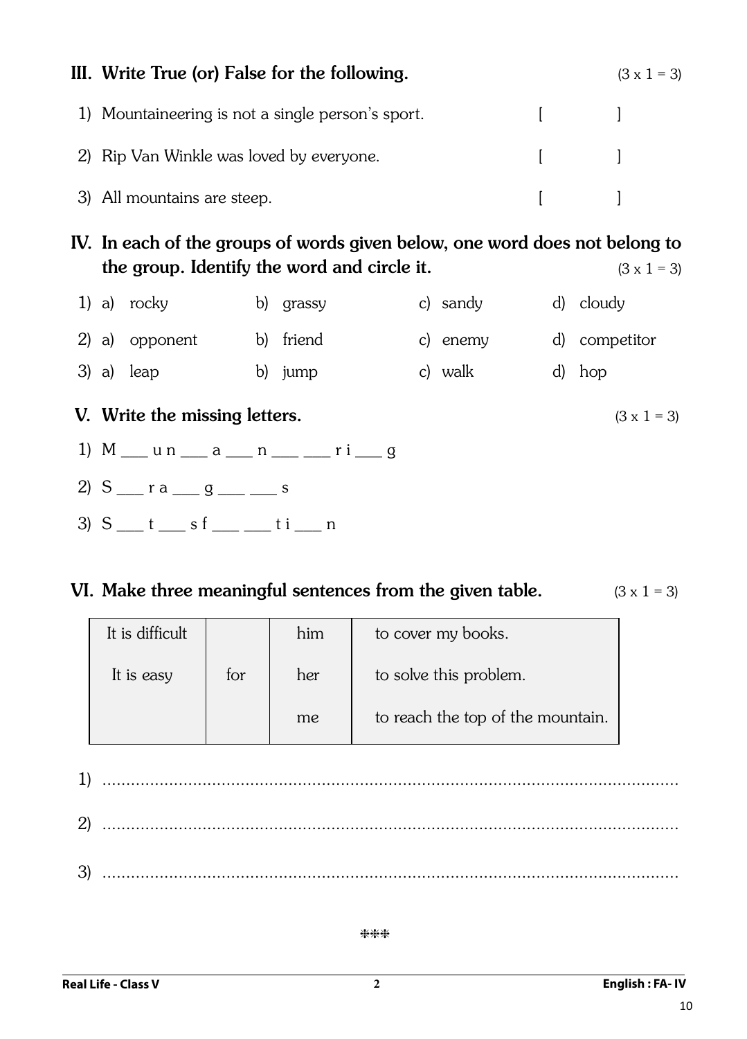## III. Write True (or) False for the following. (3 x 1 = 3)

1) Mountaineering is not a single person's sport. [ ]

2) Rip Van Winkle was loved by everyone. [ ]

3) All mountains are steep. [ ]

## IV. In each of the groups of words given below, one word does not belong to the group. Identify the word and circle it. (3 x 1 = 3)

1) a) rocky b) grassy c) sandy d) cloudy

2) a) opponent b) friend c) enemy d) competitor

3) a) leap b) jump c) walk d) hop

## V. Write the missing letters. (3 x 1 = 3)

1) M ___ u n ___ a ___ n ___ ___ r i ___ g

2) S ___ r a ___ g ___ ___ s

3) S ___ t ___ s f ___ ___ t i ___ n

## VI. Make three meaningful sentences from the given table. (3 x 1 = 3)

| | | | |
|---|---|---|---|
| It is difficult | | him | to cover my books. |
| It is easy | for | her | to solve this problem. |
| | | me | to reach the top of the mountain. |

1) ..............................................................................................................

2) ..............................................................................................................

3) ..............................................................................................................

***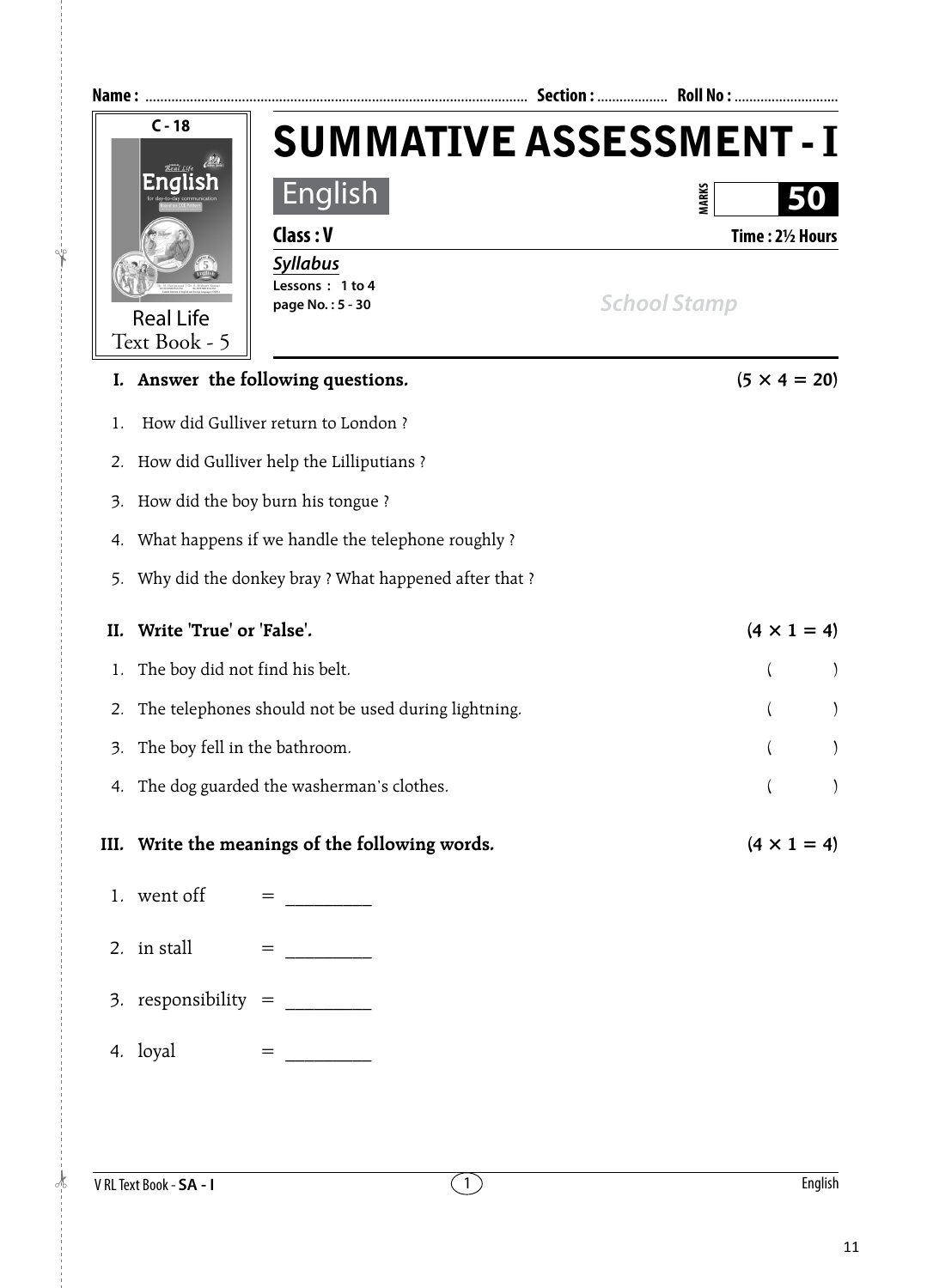Name : ........................................................................................................ Section : .................. Roll No : ............................

C - 18

Real Life Text Book - 5

# SUMMATIVE ASSESSMENT - I

## English

MARKS 50

**Class : V** **Time : 2½ Hours**

***Syllabus***

**Lessons : 1 to 4**
**page No. : 5 - 30**

*School Stamp*

**I. Answer the following questions.** **(5 × 4 = 20)**

1. How did Gulliver return to London ?
2. How did Gulliver help the Lilliputians ?
3. How did the boy burn his tongue ?
4. What happens if we handle the telephone roughly ?
5. Why did the donkey bray ? What happened after that ?

**II. Write 'True' or 'False'.** **(4 × 1 = 4)**

1. The boy did not find his belt. (    )
2. The telephones should not be used during lightning. (    )
3. The boy fell in the bathroom. (    )
4. The dog guarded the washerman's clothes. (    )

**III. Write the meanings of the following words.** **(4 × 1 = 4)**

1. went off = _________
2. in stall = _________
3. responsibility = _________
4. loyal = _________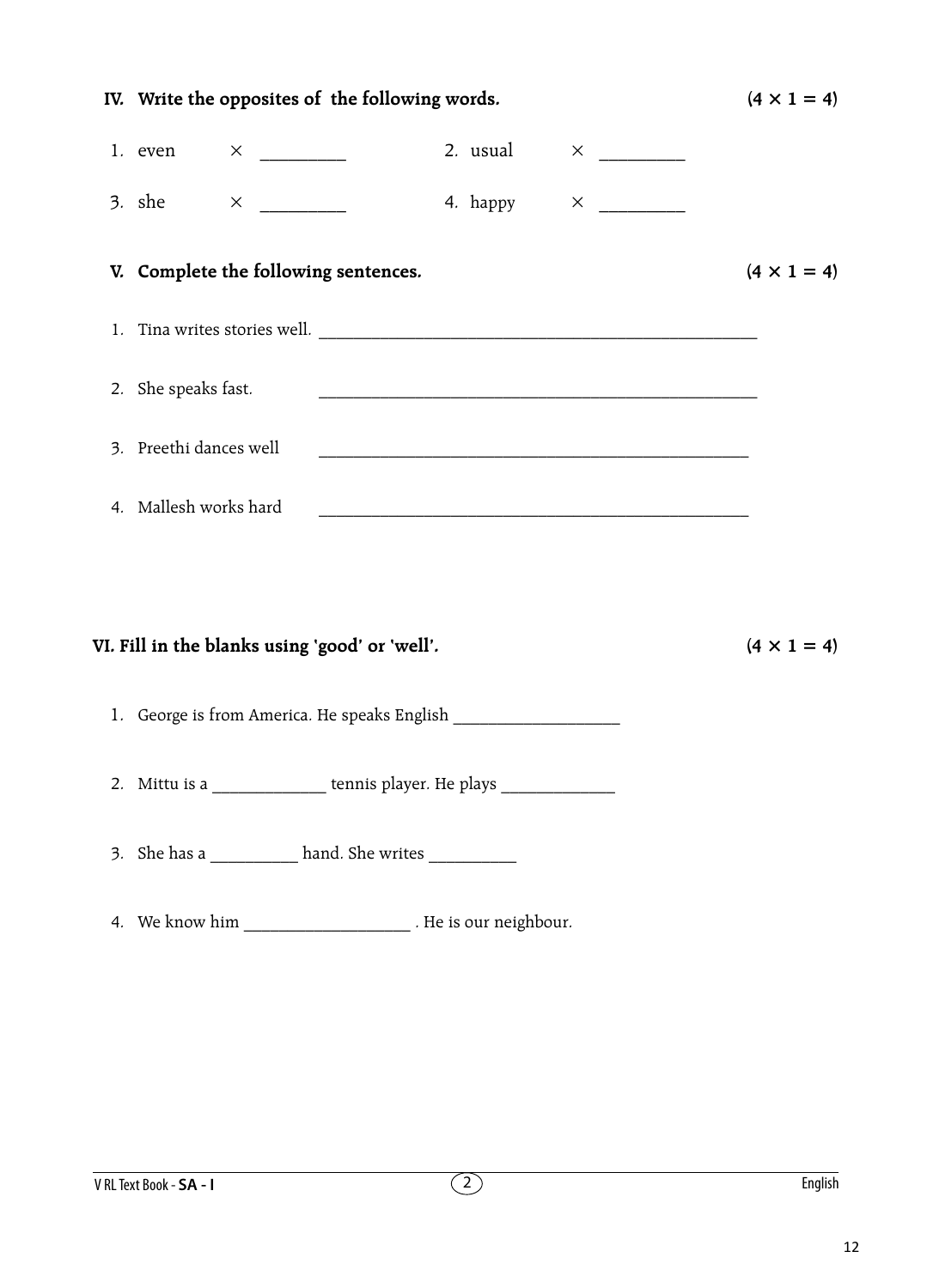## IV. Write the opposites of the following words. (4 × 1 = 4)

1. even × _________  2. usual × _________

3. she × _________  4. happy × _________

## V. Complete the following sentences. (4 × 1 = 4)

1. Tina writes stories well. ___________________________________________________

2. She speaks fast. ___________________________________________________

3. Preethi dances well ___________________________________________________

4. Mallesh works hard ___________________________________________________

## VI. Fill in the blanks using 'good' or 'well'. (4 × 1 = 4)

1. George is from America. He speaks English ___________________

2. Mittu is a _____________ tennis player. He plays _____________

3. She has a __________ hand. She writes __________

4. We know him ___________________ . He is our neighbour.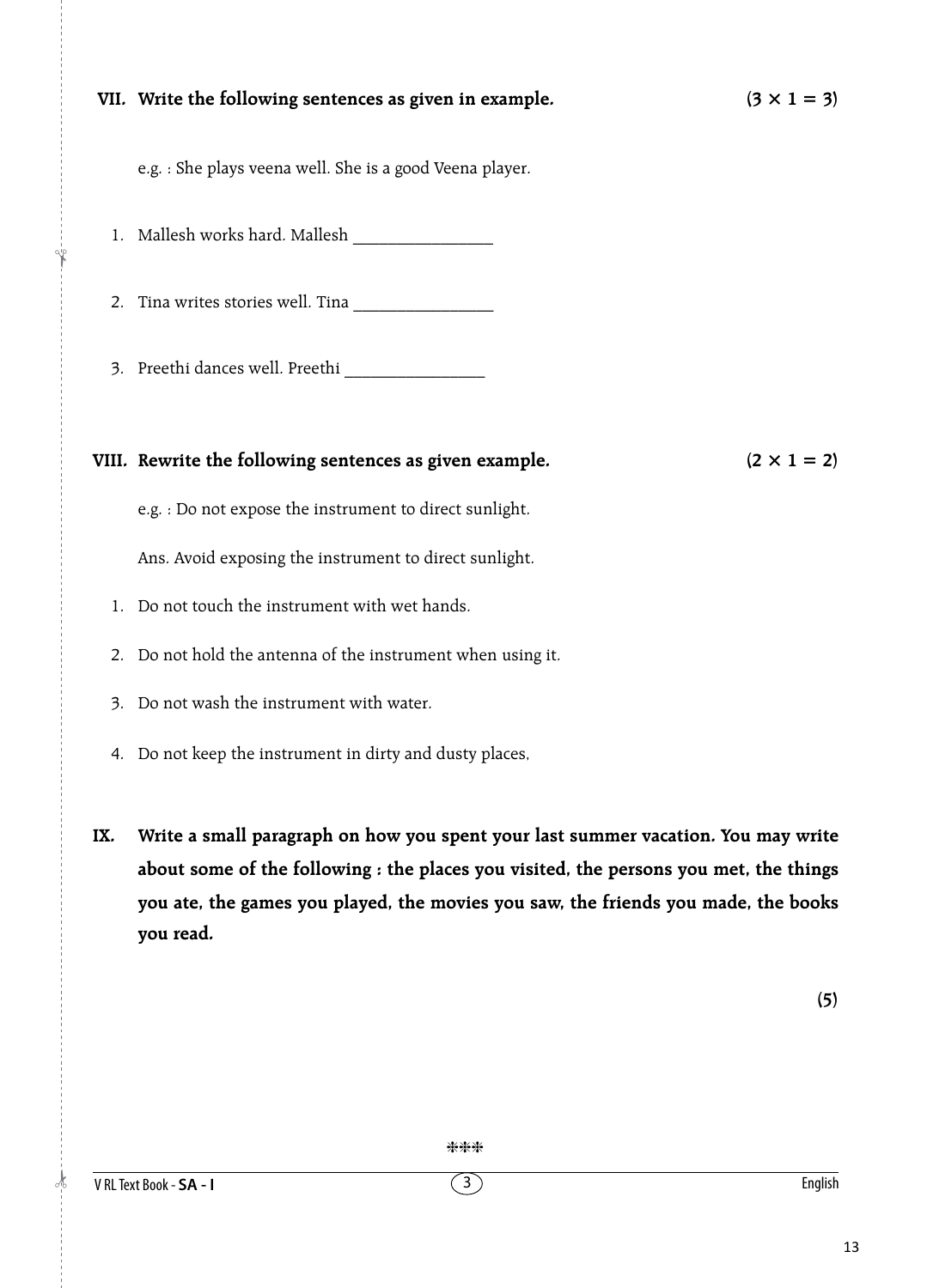**VII. Write the following sentences as given in example.** **(3 × 1 = 3)**

e.g. : She plays veena well. She is a good Veena player.

1. Mallesh works hard. Mallesh ________________
2. Tina writes stories well. Tina ________________
3. Preethi dances well. Preethi ________________

**VIII. Rewrite the following sentences as given example.** **(2 × 1 = 2)**

e.g. : Do not expose the instrument to direct sunlight.

Ans. Avoid exposing the instrument to direct sunlight.

1. Do not touch the instrument with wet hands.
2. Do not hold the antenna of the instrument when using it.
3. Do not wash the instrument with water.
4. Do not keep the instrument in dirty and dusty places,

**IX. Write a small paragraph on how you spent your last summer vacation. You may write about some of the following : the places you visited, the persons you met, the things you ate, the games you played, the movies you saw, the friends you made, the books you read.**

**(5)**

\*\*\*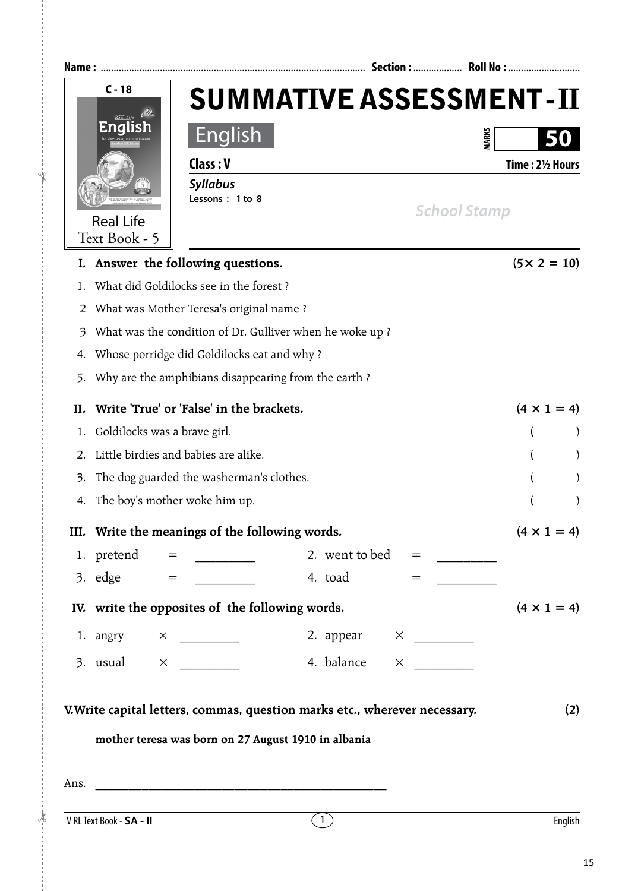Name : ........................................................................................................ Section : .................. Roll No : ...........................

C - 18

Real Life Text Book - 5

# SUMMATIVE ASSESSMENT - II

## English

MARKS **50**

**Class : V** **Time : 2½ Hours**

***Syllabus***

**Lessons : 1 to 8**

*School Stamp*

**I. Answer the following questions.** **(5× 2 = 10)**

1. What did Goldilocks see in the forest ?
2. What was Mother Teresa's original name ?
3. What was the condition of Dr. Gulliver when he woke up ?
4. Whose porridge did Goldilocks eat and why ?
5. Why are the amphibians disappearing from the earth ?

**II. Write 'True' or 'False' in the brackets.** **(4 × 1 = 4)**

1. Goldilocks was a brave girl. ( )
2. Little birdies and babies are alike. ( )
3. The dog guarded the washerman's clothes. ( )
4. The boy's mother woke him up. ( )

**III. Write the meanings of the following words.** **(4 × 1 = 4)**

1. pretend = _________  2. went to bed = _________
3. edge = _________  4. toad = _________

**IV. write the opposites of the following words.** **(4 × 1 = 4)**

1. angry × _________  2. appear × _________
3. usual × _________  4. balance × _________

**V.Write capital letters, commas, question marks etc., wherever necessary.** **(2)**

**mother teresa was born on 27 August 1910 in albania**

Ans. _______________________________________________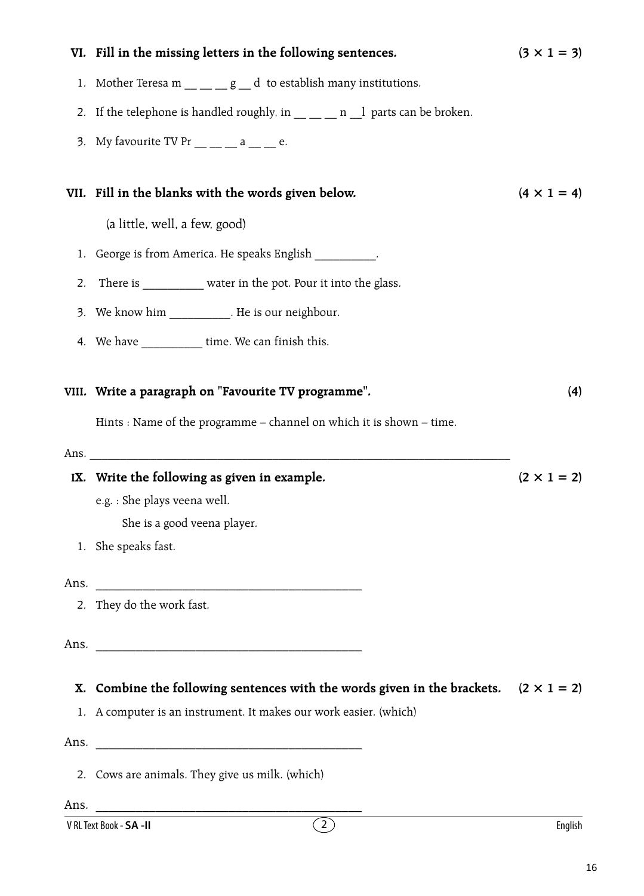**VI. Fill in the missing letters in the following sentences.** **(3 × 1 = 3)**

1. Mother Teresa m __ __ __ g __ d to establish many institutions.
2. If the telephone is handled roughly, in __ __ __ n __l parts can be broken.
3. My favourite TV Pr __ __ __ a __ __ e.

**VII. Fill in the blanks with the words given below.** **(4 × 1 = 4)**

(a little, well, a few, good)

1. George is from America. He speaks English __________.
2. There is __________ water in the pot. Pour it into the glass.
3. We know him __________. He is our neighbour.
4. We have __________ time. We can finish this.

**VIII. Write a paragraph on "Favourite TV programme".** **(4)**

Hints : Name of the programme – channel on which it is shown – time.

Ans. ______________________________________________________________________

**IX. Write the following as given in example.** **(2 × 1 = 2)**

e.g. : She plays veena well.

She is a good veena player.

1. She speaks fast.

Ans. ________________________________________

2. They do the work fast.

Ans. ________________________________________

**X. Combine the following sentences with the words given in the brackets.** **(2 × 1 = 2)**

1. A computer is an instrument. It makes our work easier. (which)

Ans. ________________________________________

2. Cows are animals. They give us milk. (which)

Ans. ________________________________________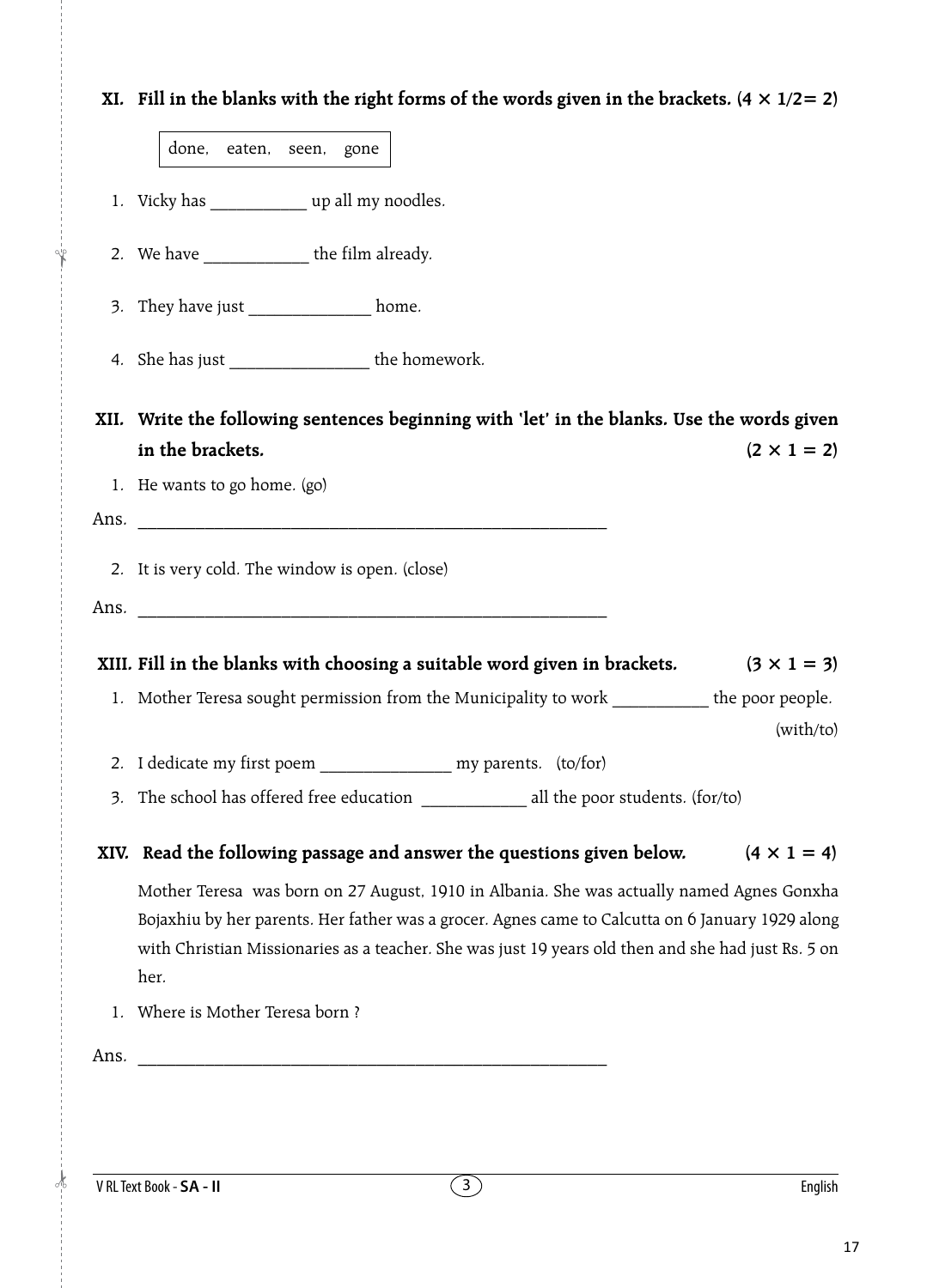**XI. Fill in the blanks with the right forms of the words given in the brackets. (4 × 1/2= 2)**

| done, eaten, seen, gone |
|---|

1. Vicky has ___________ up all my noodles.

2. We have ____________ the film already.

3. They have just ______________ home.

4. She has just ________________ the homework.

**XII. Write the following sentences beginning with 'let' in the blanks. Use the words given in the brackets. (2 × 1 = 2)**

1. He wants to go home. (go)

Ans. ________________________________________________________

2. It is very cold. The window is open. (close)

Ans. ________________________________________________________

**XIII. Fill in the blanks with choosing a suitable word given in brackets. (3 × 1 = 3)**

1. Mother Teresa sought permission from the Municipality to work ___________ the poor people. (with/to)

2. I dedicate my first poem _______________ my parents. (to/for)

3. The school has offered free education ____________ all the poor students. (for/to)

**XIV. Read the following passage and answer the questions given below. (4 × 1 = 4)**

Mother Teresa was born on 27 August, 1910 in Albania. She was actually named Agnes Gonxha Bojaxhiu by her parents. Her father was a grocer. Agnes came to Calcutta on 6 January 1929 along with Christian Missionaries as a teacher. She was just 19 years old then and she had just Rs. 5 on her.

1. Where is Mother Teresa born ?

Ans. ________________________________________________________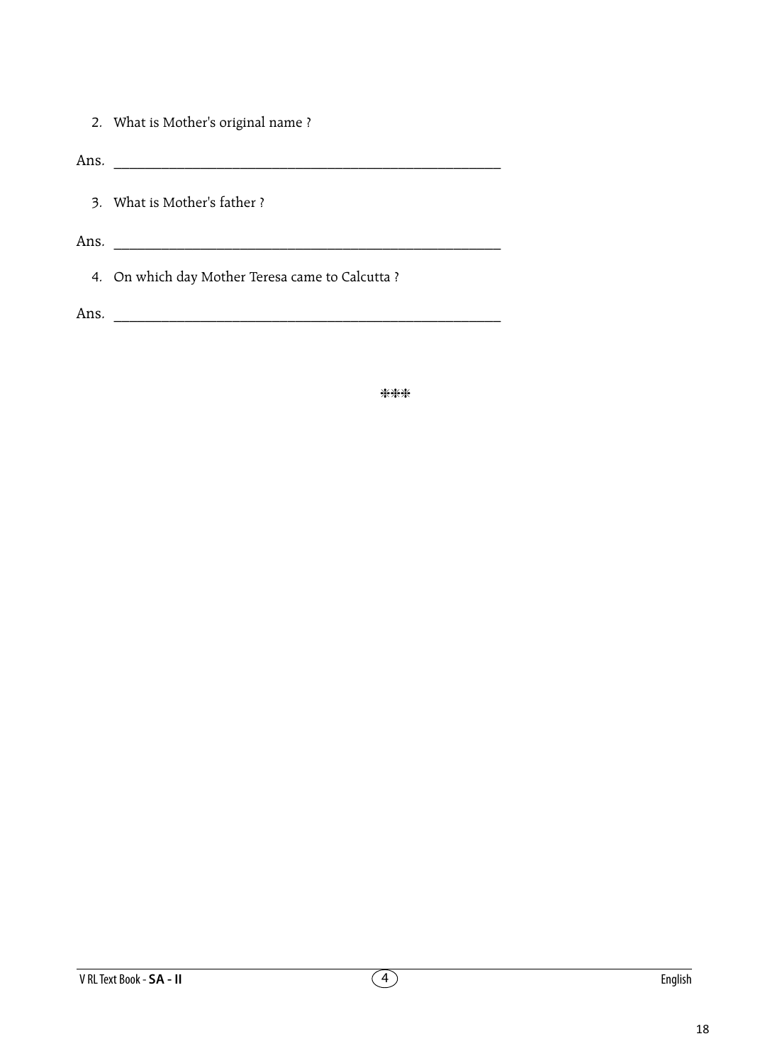2. What is Mother's original name ?

Ans. ______________________________________________

3. What is Mother's father ?

Ans. ______________________________________________

4. On which day Mother Teresa came to Calcutta ?

Ans. ______________________________________________

***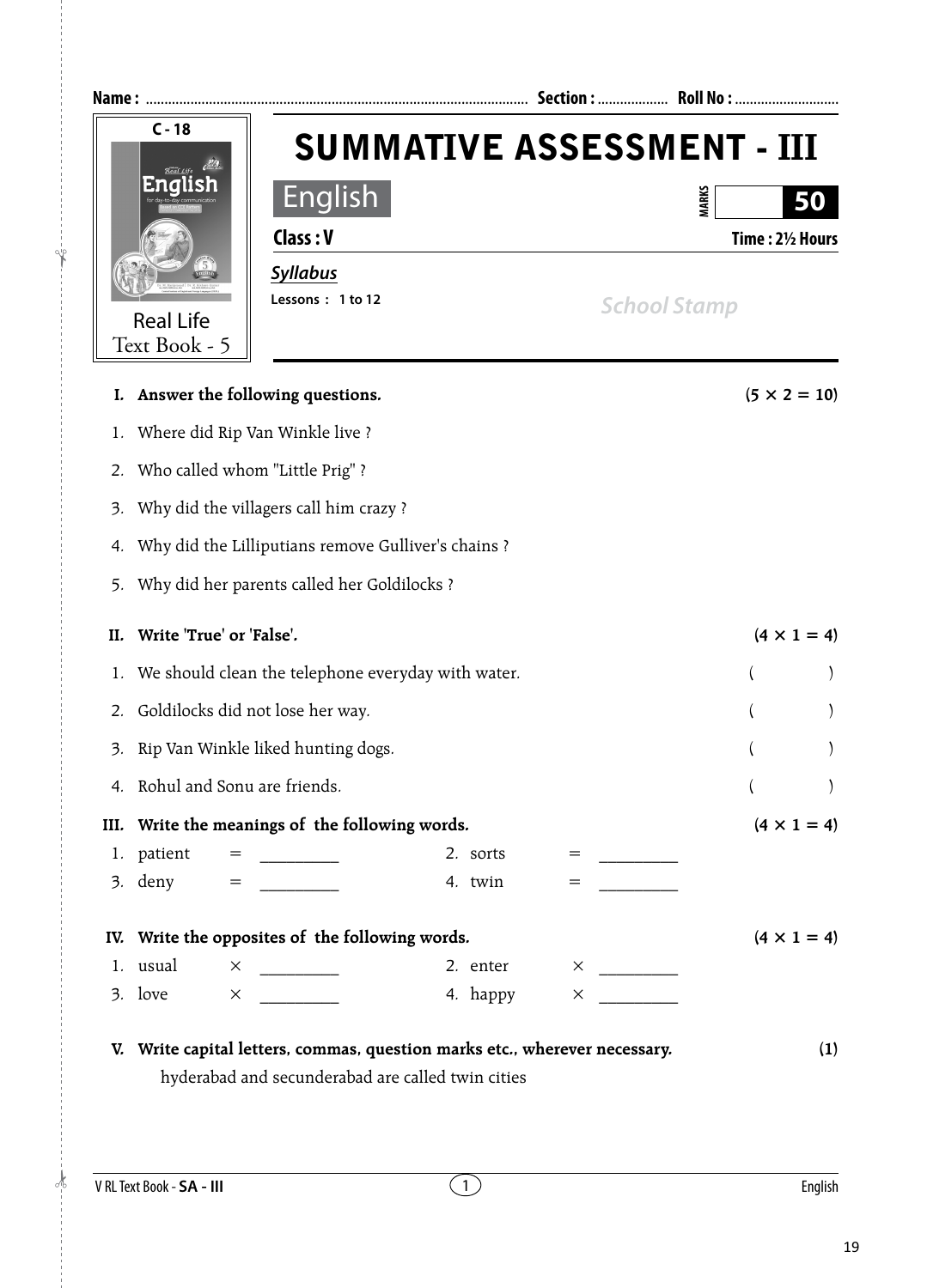Name : ..................................................................................................... Section : ................... Roll No : ............................

**C - 18**

Real Life Text Book - 5

# SUMMATIVE ASSESSMENT - III

## English

MARKS **50**

**Class : V** **Time : 2½ Hours**

***Syllabus***

**Lessons : 1 to 12**

*School Stamp*

**I. Answer the following questions.** **(5 × 2 = 10)**

1. Where did Rip Van Winkle live ?
2. Who called whom "Little Prig" ?
3. Why did the villagers call him crazy ?
4. Why did the Lilliputians remove Gulliver's chains ?
5. Why did her parents called her Goldilocks ?

**II. Write 'True' or 'False'.** **(4 × 1 = 4)**

1. We should clean the telephone everyday with water. ( )
2. Goldilocks did not lose her way. ( )
3. Rip Van Winkle liked hunting dogs. ( )
4. Rohul and Sonu are friends. ( )

**III. Write the meanings of the following words.** **(4 × 1 = 4)**

1. patient = _________ 2. sorts = _________
3. deny = _________ 4. twin = _________

**IV. Write the opposites of the following words.** **(4 × 1 = 4)**

1. usual × _________ 2. enter × _________
3. love × _________ 4. happy × _________

**V. Write capital letters, commas, question marks etc., wherever necessary.** **(1)**

hyderabad and secunderabad are called twin cities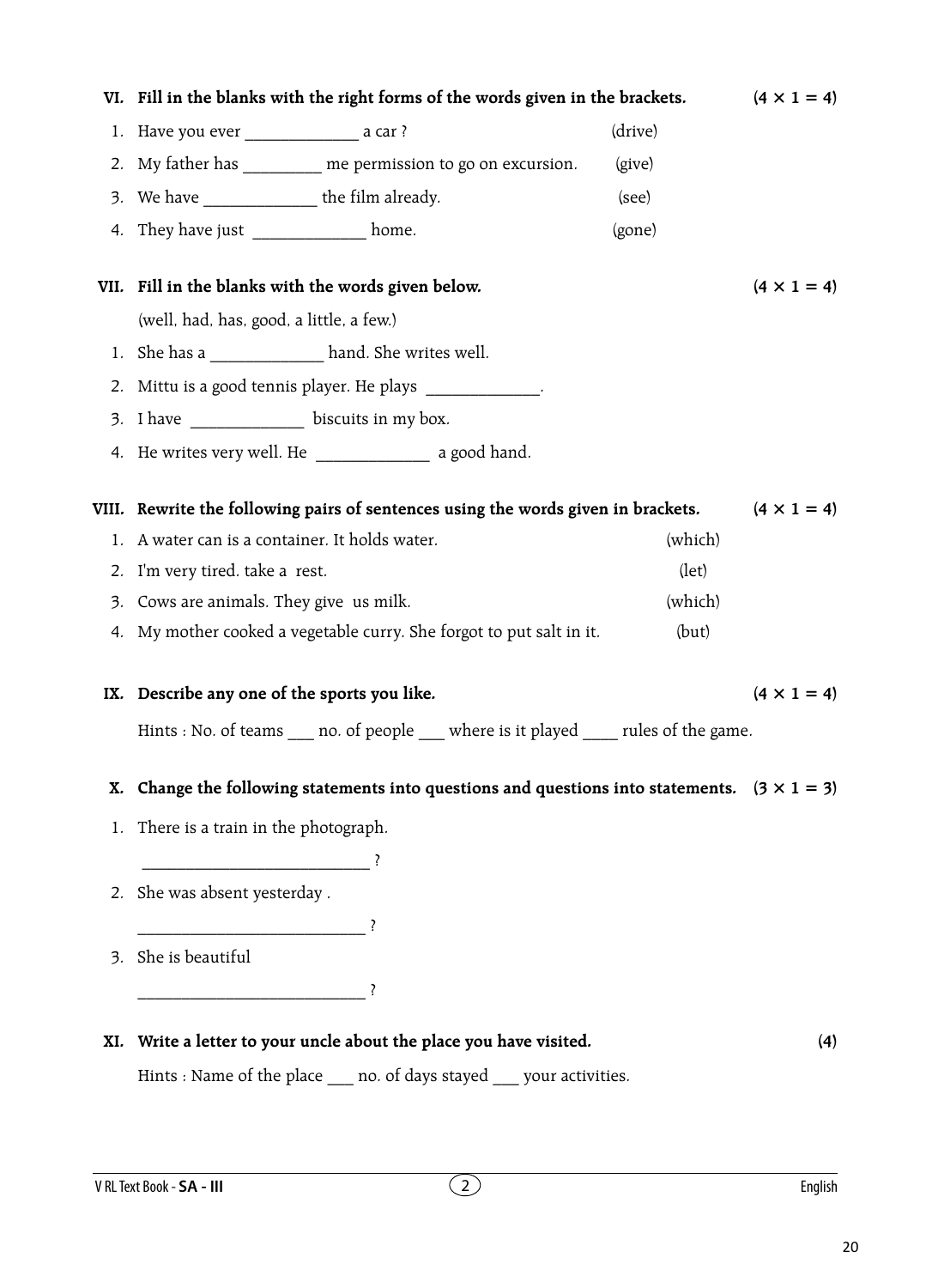**VI. Fill in the blanks with the right forms of the words given in the brackets.** **(4 × 1 = 4)**

1. Have you ever ______________ a car ? (drive)
2. My father has __________ me permission to go on excursion. (give)
3. We have ______________ the film already. (see)
4. They have just ______________ home. (gone)

**VII. Fill in the blanks with the words given below.** **(4 × 1 = 4)**

(well, had, has, good, a little, a few.)

1. She has a ______________ hand. She writes well.
2. Mittu is a good tennis player. He plays ______________.
3. I have ______________ biscuits in my box.
4. He writes very well. He ______________ a good hand.

**VIII. Rewrite the following pairs of sentences using the words given in brackets.** **(4 × 1 = 4)**

1. A water can is a container. It holds water. (which)
2. I'm very tired. take a rest. (let)
3. Cows are animals. They give us milk. (which)
4. My mother cooked a vegetable curry. She forgot to put salt in it. (but)

**IX. Describe any one of the sports you like.** **(4 × 1 = 4)**

Hints : No. of teams ___ no. of people ___ where is it played ____ rules of the game.

**X. Change the following statements into questions and questions into statements.** **(3 × 1 = 3)**

1. There is a train in the photograph.

   ____________________________ ?

2. She was absent yesterday .

   ____________________________ ?

3. She is beautiful

   ____________________________ ?

**XI. Write a letter to your uncle about the place you have visited.** **(4)**

Hints : Name of the place ___ no. of days stayed ___ your activities.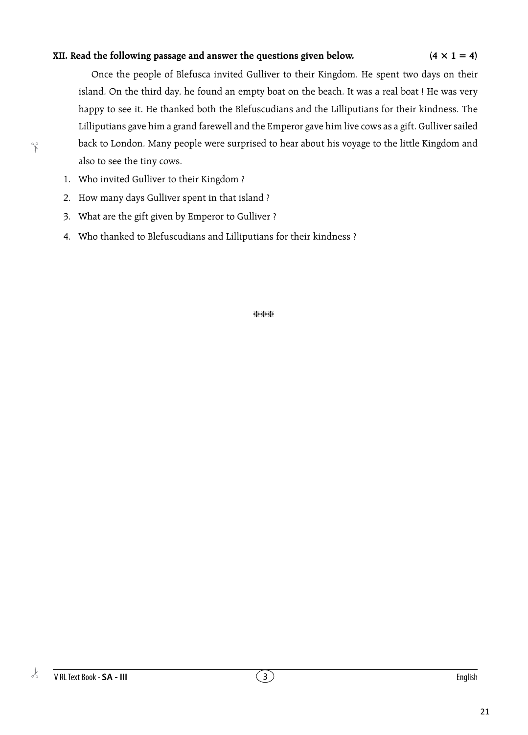**XII. Read the following passage and answer the questions given below.** **(4 × 1 = 4)**

Once the people of Blefusca invited Gulliver to their Kingdom. He spent two days on their island. On the third day, he found an empty boat on the beach. It was a real boat ! He was very happy to see it. He thanked both the Blefuscudians and the Lilliputians for their kindness. The Lilliputians gave him a grand farewell and the Emperor gave him live cows as a gift. Gulliver sailed back to London. Many people were surprised to hear about his voyage to the little Kingdom and also to see the tiny cows.

1. Who invited Gulliver to their Kingdom ?
2. How many days Gulliver spent in that island ?
3. What are the gift given by Emperor to Gulliver ?
4. Who thanked to Blefuscudians and Lilliputians for their kindness ?

***